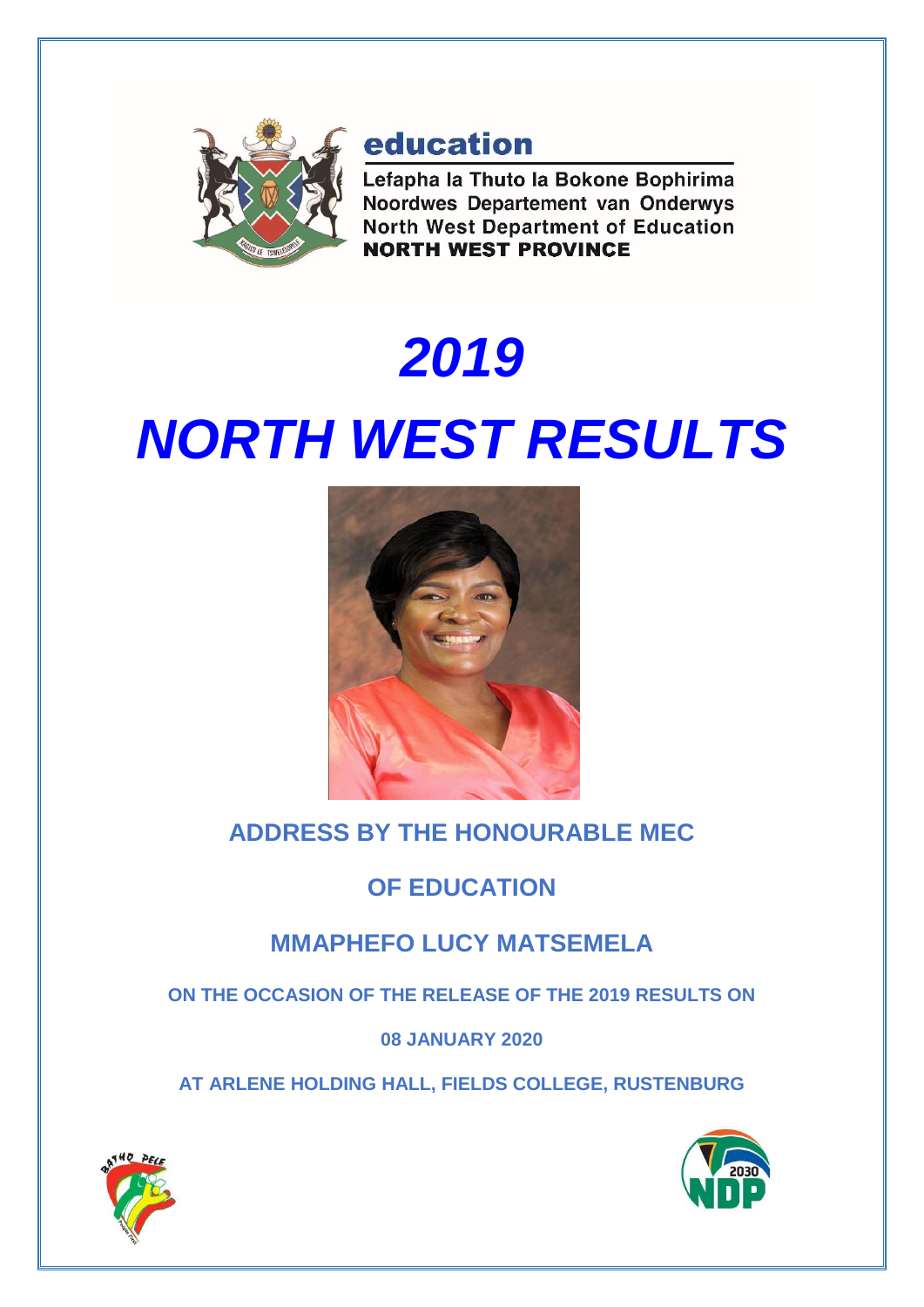education

Lefapha la Thuto la Bokone Bophirima
Noordwes Departement van Onderwys
North West Department of Education
**NORTH WEST PROVINCE**

# *2019*

# *NORTH WEST RESULTS*

## ADDRESS BY THE HONOURABLE MEC

## OF EDUCATION

## MMAPHEFO LUCY MATSEMELA

**ON THE OCCASION OF THE RELEASE OF THE 2019 RESULTS ON**

**08 JANUARY 2020**

**AT ARLENE HOLDING HALL, FIELDS COLLEGE, RUSTENBURG**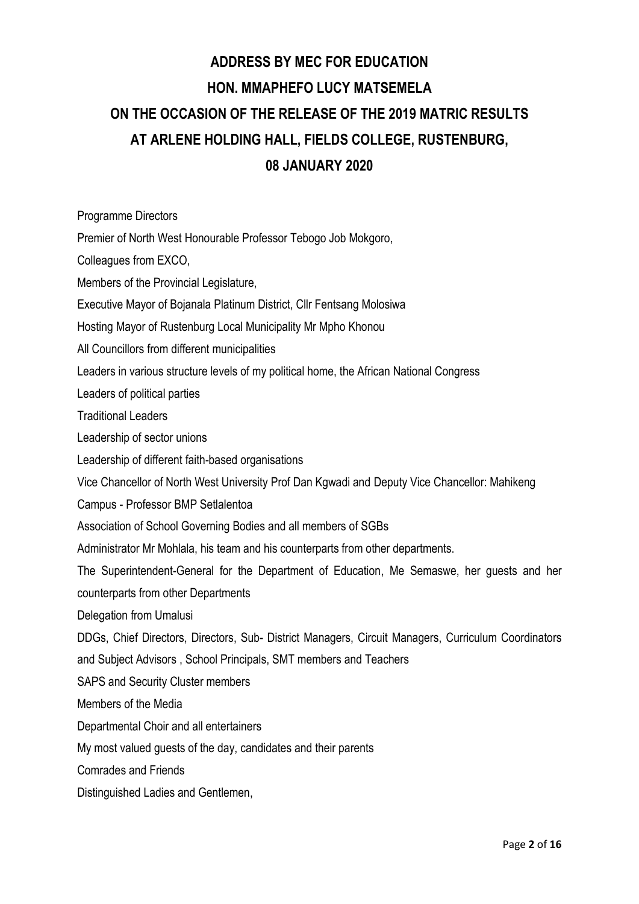# ADDRESS BY MEC FOR EDUCATION
# HON. MMAPHEFO LUCY MATSEMELA
# ON THE OCCASION OF THE RELEASE OF THE 2019 MATRIC RESULTS
# AT ARLENE HOLDING HALL, FIELDS COLLEGE, RUSTENBURG,
# 08 JANUARY 2020

Programme Directors

Premier of North West Honourable Professor Tebogo Job Mokgoro,

Colleagues from EXCO,

Members of the Provincial Legislature,

Executive Mayor of Bojanala Platinum District, Cllr Fentsang Molosiwa

Hosting Mayor of Rustenburg Local Municipality Mr Mpho Khonou

All Councillors from different municipalities

Leaders in various structure levels of my political home, the African National Congress

Leaders of political parties

Traditional Leaders

Leadership of sector unions

Leadership of different faith-based organisations

Vice Chancellor of North West University Prof Dan Kgwadi and Deputy Vice Chancellor: Mahikeng Campus - Professor BMP Setlalentoa

Association of School Governing Bodies and all members of SGBs

Administrator Mr Mohlala, his team and his counterparts from other departments.

The Superintendent-General for the Department of Education, Me Semaswe, her guests and her counterparts from other Departments

Delegation from Umalusi

DDGs, Chief Directors, Directors, Sub- District Managers, Circuit Managers, Curriculum Coordinators and Subject Advisors , School Principals, SMT members and Teachers

SAPS and Security Cluster members

Members of the Media

Departmental Choir and all entertainers

My most valued guests of the day, candidates and their parents

Comrades and Friends

Distinguished Ladies and Gentlemen,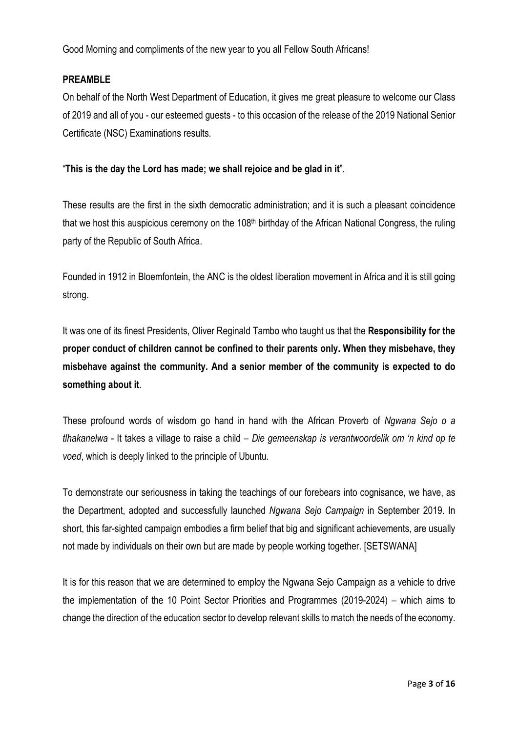Good Morning and compliments of the new year to you all Fellow South Africans!

## PREAMBLE

On behalf of the North West Department of Education, it gives me great pleasure to welcome our Class of 2019 and all of you - our esteemed guests - to this occasion of the release of the 2019 National Senior Certificate (NSC) Examinations results.

"**This is the day the Lord has made; we shall rejoice and be glad in it**".

These results are the first in the sixth democratic administration; and it is such a pleasant coincidence that we host this auspicious ceremony on the 108th birthday of the African National Congress, the ruling party of the Republic of South Africa.

Founded in 1912 in Bloemfontein, the ANC is the oldest liberation movement in Africa and it is still going strong.

It was one of its finest Presidents, Oliver Reginald Tambo who taught us that the **Responsibility for the proper conduct of children cannot be confined to their parents only. When they misbehave, they misbehave against the community. And a senior member of the community is expected to do something about it**.

These profound words of wisdom go hand in hand with the African Proverb of *Ngwana Sejo o a tlhakanelwa* - It takes a village to raise a child – *Die gemeenskap is verantwoordelik om 'n kind op te voed*, which is deeply linked to the principle of Ubuntu.

To demonstrate our seriousness in taking the teachings of our forebears into cognisance, we have, as the Department, adopted and successfully launched *Ngwana Sejo Campaign* in September 2019. In short, this far-sighted campaign embodies a firm belief that big and significant achievements, are usually not made by individuals on their own but are made by people working together. [SETSWANA]

It is for this reason that we are determined to employ the Ngwana Sejo Campaign as a vehicle to drive the implementation of the 10 Point Sector Priorities and Programmes (2019-2024) – which aims to change the direction of the education sector to develop relevant skills to match the needs of the economy.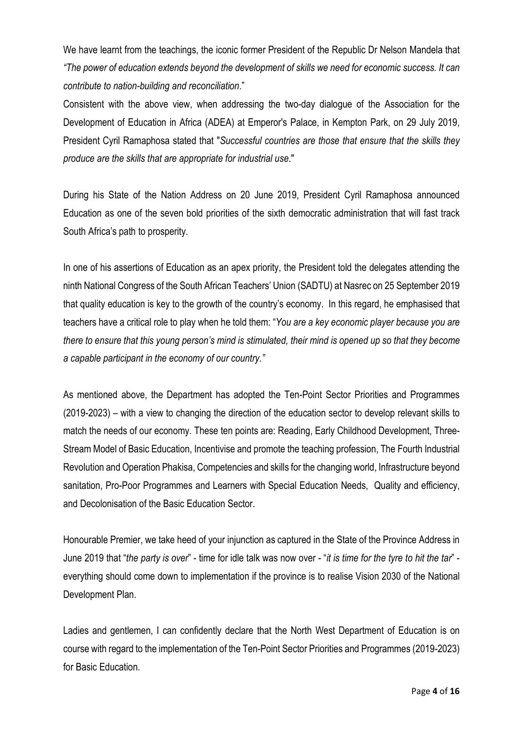We have learnt from the teachings, the iconic former President of the Republic Dr Nelson Mandela that *"The power of education extends beyond the development of skills we need for economic success. It can contribute to nation-building and reconciliation*."

Consistent with the above view, when addressing the two-day dialogue of the Association for the Development of Education in Africa (ADEA) at Emperor's Palace, in Kempton Park, on 29 July 2019, President Cyril Ramaphosa stated that "*Successful countries are those that ensure that the skills they produce are the skills that are appropriate for industrial use*."

During his State of the Nation Address on 20 June 2019, President Cyril Ramaphosa announced Education as one of the seven bold priorities of the sixth democratic administration that will fast track South Africa's path to prosperity.

In one of his assertions of Education as an apex priority, the President told the delegates attending the ninth National Congress of the South African Teachers' Union (SADTU) at Nasrec on 25 September 2019 that quality education is key to the growth of the country's economy. In this regard, he emphasised that teachers have a critical role to play when he told them: "*You are a key economic player because you are there to ensure that this young person's mind is stimulated, their mind is opened up so that they become a capable participant in the economy of our country."*

As mentioned above, the Department has adopted the Ten-Point Sector Priorities and Programmes (2019-2023) – with a view to changing the direction of the education sector to develop relevant skills to match the needs of our economy. These ten points are: Reading, Early Childhood Development, Three-Stream Model of Basic Education, Incentivise and promote the teaching profession, The Fourth Industrial Revolution and Operation Phakisa, Competencies and skills for the changing world, Infrastructure beyond sanitation, Pro-Poor Programmes and Learners with Special Education Needs, Quality and efficiency, and Decolonisation of the Basic Education Sector.

Honourable Premier, we take heed of your injunction as captured in the State of the Province Address in June 2019 that "*the party is over*" - time for idle talk was now over - "*it is time for the tyre to hit the tar*" - everything should come down to implementation if the province is to realise Vision 2030 of the National Development Plan.

Ladies and gentlemen, I can confidently declare that the North West Department of Education is on course with regard to the implementation of the Ten-Point Sector Priorities and Programmes (2019-2023) for Basic Education.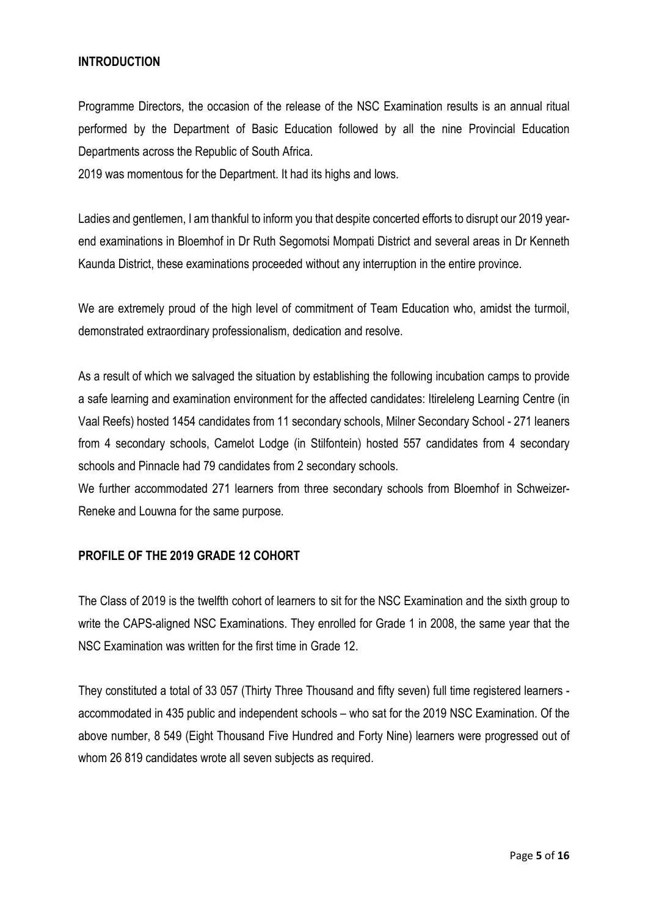## INTRODUCTION

Programme Directors, the occasion of the release of the NSC Examination results is an annual ritual performed by the Department of Basic Education followed by all the nine Provincial Education Departments across the Republic of South Africa.

2019 was momentous for the Department. It had its highs and lows.

Ladies and gentlemen, I am thankful to inform you that despite concerted efforts to disrupt our 2019 year-end examinations in Bloemhof in Dr Ruth Segomotsi Mompati District and several areas in Dr Kenneth Kaunda District, these examinations proceeded without any interruption in the entire province.

We are extremely proud of the high level of commitment of Team Education who, amidst the turmoil, demonstrated extraordinary professionalism, dedication and resolve.

As a result of which we salvaged the situation by establishing the following incubation camps to provide a safe learning and examination environment for the affected candidates: Itireleleng Learning Centre (in Vaal Reefs) hosted 1454 candidates from 11 secondary schools, Milner Secondary School - 271 leaners from 4 secondary schools, Camelot Lodge (in Stilfontein) hosted 557 candidates from 4 secondary schools and Pinnacle had 79 candidates from 2 secondary schools.

We further accommodated 271 learners from three secondary schools from Bloemhof in Schweizer-Reneke and Louwna for the same purpose.

## PROFILE OF THE 2019 GRADE 12 COHORT

The Class of 2019 is the twelfth cohort of learners to sit for the NSC Examination and the sixth group to write the CAPS-aligned NSC Examinations. They enrolled for Grade 1 in 2008, the same year that the NSC Examination was written for the first time in Grade 12.

They constituted a total of 33 057 (Thirty Three Thousand and fifty seven) full time registered learners - accommodated in 435 public and independent schools – who sat for the 2019 NSC Examination. Of the above number, 8 549 (Eight Thousand Five Hundred and Forty Nine) learners were progressed out of whom 26 819 candidates wrote all seven subjects as required.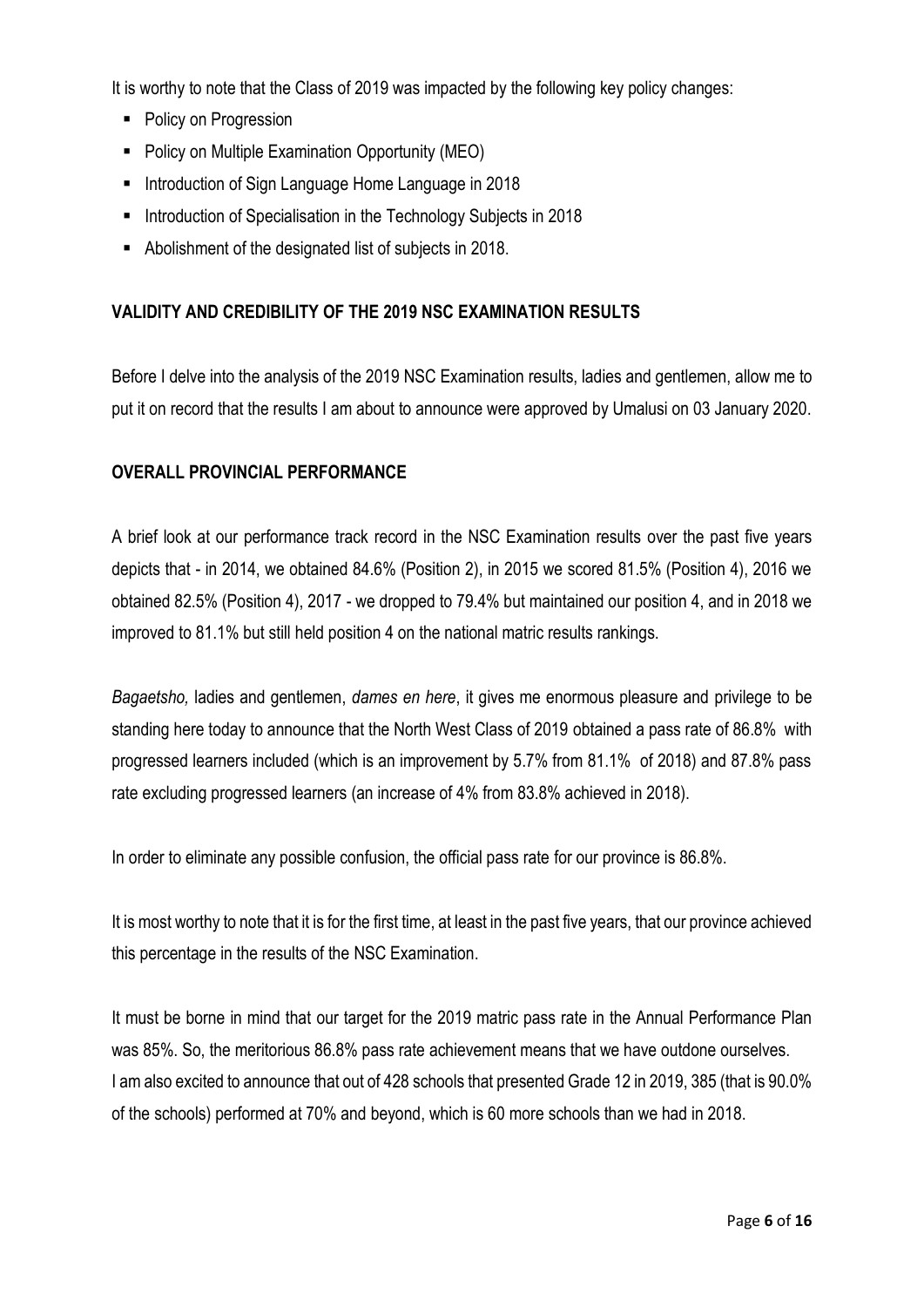It is worthy to note that the Class of 2019 was impacted by the following key policy changes:

- Policy on Progression
- Policy on Multiple Examination Opportunity (MEO)
- Introduction of Sign Language Home Language in 2018
- Introduction of Specialisation in the Technology Subjects in 2018
- Abolishment of the designated list of subjects in 2018.

## VALIDITY AND CREDIBILITY OF THE 2019 NSC EXAMINATION RESULTS

Before I delve into the analysis of the 2019 NSC Examination results, ladies and gentlemen, allow me to put it on record that the results I am about to announce were approved by Umalusi on 03 January 2020.

## OVERALL PROVINCIAL PERFORMANCE

A brief look at our performance track record in the NSC Examination results over the past five years depicts that - in 2014, we obtained 84.6% (Position 2), in 2015 we scored 81.5% (Position 4), 2016 we obtained 82.5% (Position 4), 2017 - we dropped to 79.4% but maintained our position 4, and in 2018 we improved to 81.1% but still held position 4 on the national matric results rankings.

*Bagaetsho,* ladies and gentlemen, *dames en here*, it gives me enormous pleasure and privilege to be standing here today to announce that the North West Class of 2019 obtained a pass rate of 86.8% with progressed learners included (which is an improvement by 5.7% from 81.1% of 2018) and 87.8% pass rate excluding progressed learners (an increase of 4% from 83.8% achieved in 2018).

In order to eliminate any possible confusion, the official pass rate for our province is 86.8%.

It is most worthy to note that it is for the first time, at least in the past five years, that our province achieved this percentage in the results of the NSC Examination.

It must be borne in mind that our target for the 2019 matric pass rate in the Annual Performance Plan was 85%. So, the meritorious 86.8% pass rate achievement means that we have outdone ourselves. I am also excited to announce that out of 428 schools that presented Grade 12 in 2019, 385 (that is 90.0% of the schools) performed at 70% and beyond, which is 60 more schools than we had in 2018.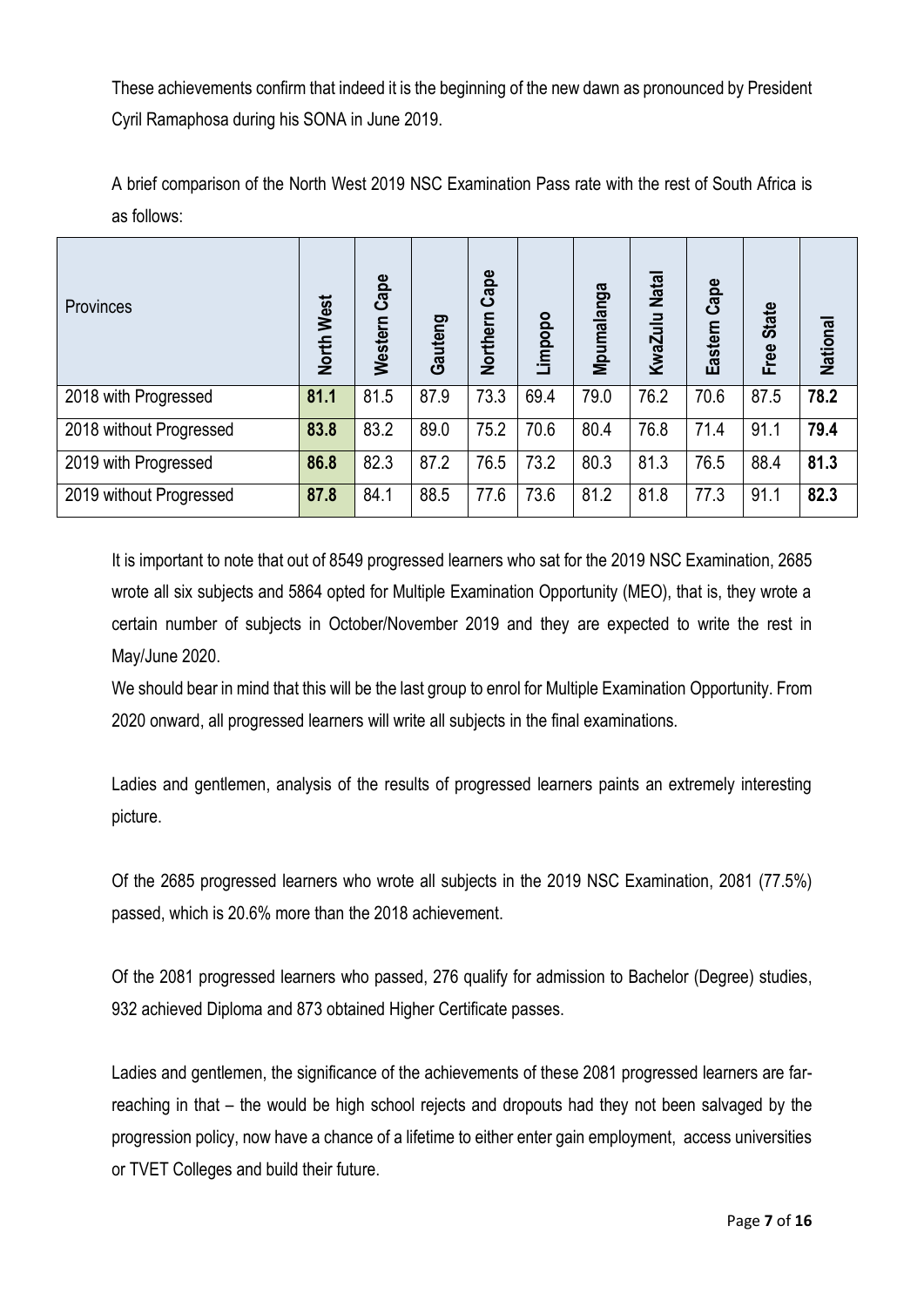These achievements confirm that indeed it is the beginning of the new dawn as pronounced by President Cyril Ramaphosa during his SONA in June 2019.

A brief comparison of the North West 2019 NSC Examination Pass rate with the rest of South Africa is as follows:

| Provinces | **North West** | **Western Cape** | **Gauteng** | **Northern Cape** | **Limpopo** | **Mpumalanga** | **KwaZulu Natal** | **Eastern Cape** | **Free State** | **National** |
|---|---|---|---|---|---|---|---|---|---|---|
| 2018 with Progressed | **81.1** | 81.5 | 87.9 | 73.3 | 69.4 | 79.0 | 76.2 | 70.6 | 87.5 | **78.2** |
| 2018 without Progressed | **83.8** | 83.2 | 89.0 | 75.2 | 70.6 | 80.4 | 76.8 | 71.4 | 91.1 | **79.4** |
| 2019 with Progressed | **86.8** | 82.3 | 87.2 | 76.5 | 73.2 | 80.3 | 81.3 | 76.5 | 88.4 | **81.3** |
| 2019 without Progressed | **87.8** | 84.1 | 88.5 | 77.6 | 73.6 | 81.2 | 81.8 | 77.3 | 91.1 | **82.3** |

It is important to note that out of 8549 progressed learners who sat for the 2019 NSC Examination, 2685 wrote all six subjects and 5864 opted for Multiple Examination Opportunity (MEO), that is, they wrote a certain number of subjects in October/November 2019 and they are expected to write the rest in May/June 2020.

We should bear in mind that this will be the last group to enrol for Multiple Examination Opportunity. From 2020 onward, all progressed learners will write all subjects in the final examinations.

Ladies and gentlemen, analysis of the results of progressed learners paints an extremely interesting picture.

Of the 2685 progressed learners who wrote all subjects in the 2019 NSC Examination, 2081 (77.5%) passed, which is 20.6% more than the 2018 achievement.

Of the 2081 progressed learners who passed, 276 qualify for admission to Bachelor (Degree) studies, 932 achieved Diploma and 873 obtained Higher Certificate passes.

Ladies and gentlemen, the significance of the achievements of these 2081 progressed learners are far-reaching in that – the would be high school rejects and dropouts had they not been salvaged by the progression policy, now have a chance of a lifetime to either enter gain employment, access universities or TVET Colleges and build their future.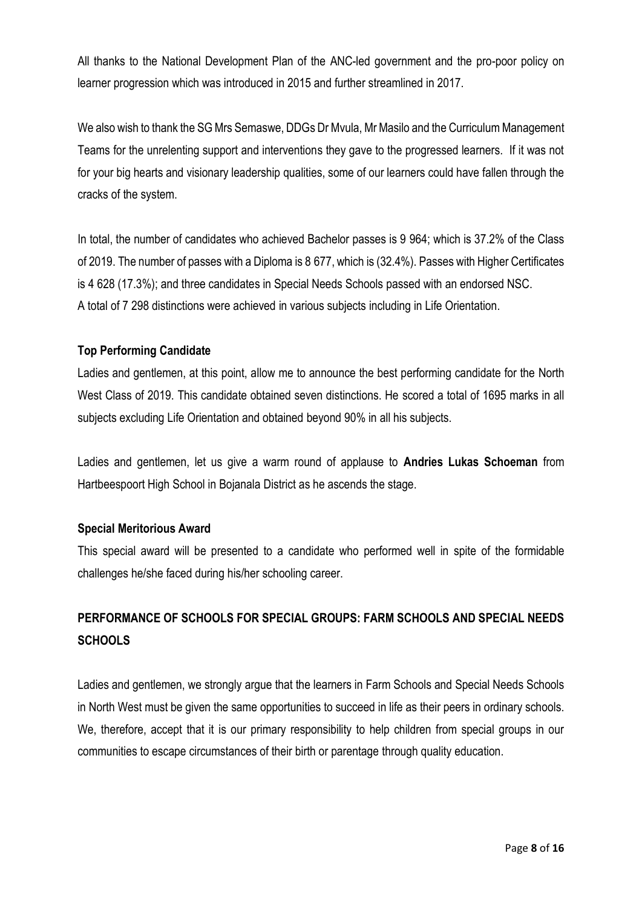All thanks to the National Development Plan of the ANC-led government and the pro-poor policy on learner progression which was introduced in 2015 and further streamlined in 2017.

We also wish to thank the SG Mrs Semaswe, DDGs Dr Mvula, Mr Masilo and the Curriculum Management Teams for the unrelenting support and interventions they gave to the progressed learners. If it was not for your big hearts and visionary leadership qualities, some of our learners could have fallen through the cracks of the system.

In total, the number of candidates who achieved Bachelor passes is 9 964; which is 37.2% of the Class of 2019. The number of passes with a Diploma is 8 677, which is (32.4%). Passes with Higher Certificates is 4 628 (17.3%); and three candidates in Special Needs Schools passed with an endorsed NSC. A total of 7 298 distinctions were achieved in various subjects including in Life Orientation.

### Top Performing Candidate

Ladies and gentlemen, at this point, allow me to announce the best performing candidate for the North West Class of 2019. This candidate obtained seven distinctions. He scored a total of 1695 marks in all subjects excluding Life Orientation and obtained beyond 90% in all his subjects.

Ladies and gentlemen, let us give a warm round of applause to **Andries Lukas Schoeman** from Hartbeespoort High School in Bojanala District as he ascends the stage.

### Special Meritorious Award

This special award will be presented to a candidate who performed well in spite of the formidable challenges he/she faced during his/her schooling career.

## PERFORMANCE OF SCHOOLS FOR SPECIAL GROUPS: FARM SCHOOLS AND SPECIAL NEEDS SCHOOLS

Ladies and gentlemen, we strongly argue that the learners in Farm Schools and Special Needs Schools in North West must be given the same opportunities to succeed in life as their peers in ordinary schools. We, therefore, accept that it is our primary responsibility to help children from special groups in our communities to escape circumstances of their birth or parentage through quality education.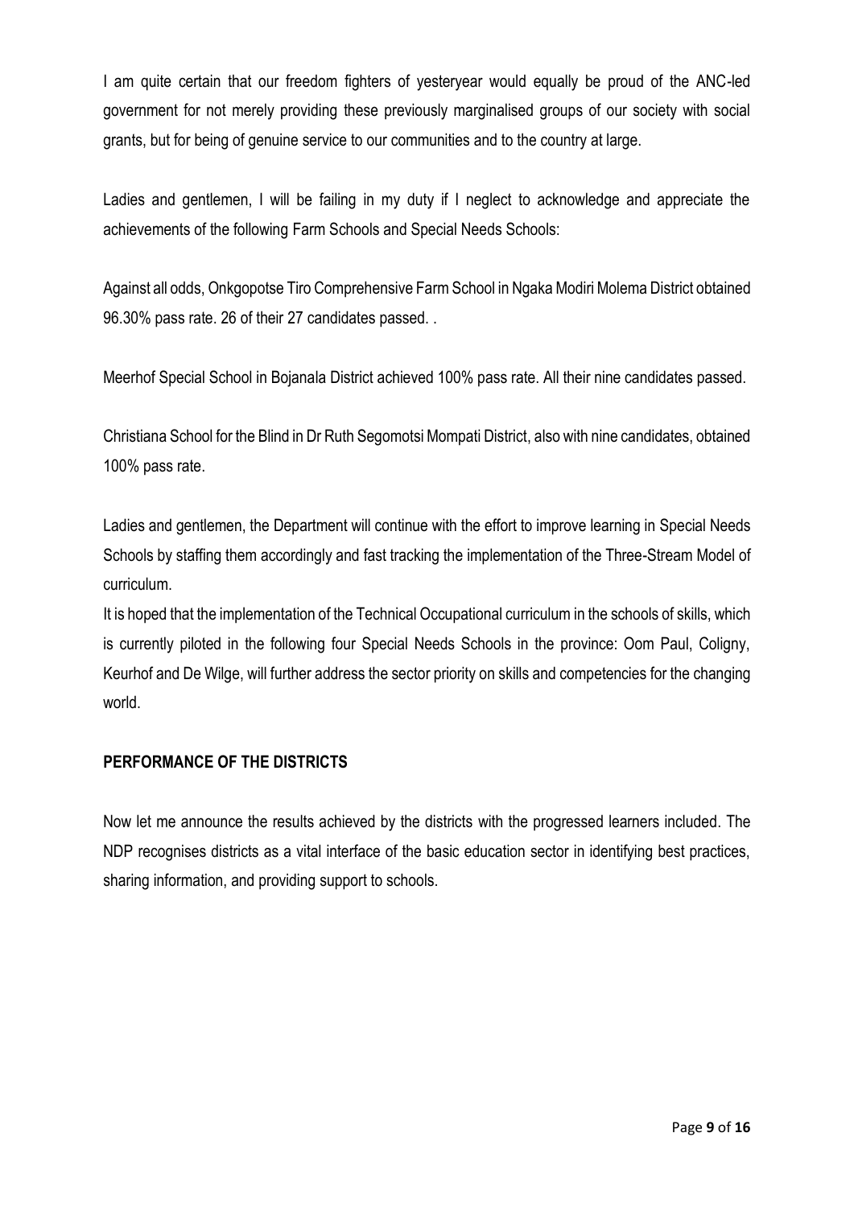I am quite certain that our freedom fighters of yesteryear would equally be proud of the ANC-led government for not merely providing these previously marginalised groups of our society with social grants, but for being of genuine service to our communities and to the country at large.

Ladies and gentlemen, I will be failing in my duty if I neglect to acknowledge and appreciate the achievements of the following Farm Schools and Special Needs Schools:

Against all odds, Onkgopotse Tiro Comprehensive Farm School in Ngaka Modiri Molema District obtained 96.30% pass rate. 26 of their 27 candidates passed. .

Meerhof Special School in Bojanala District achieved 100% pass rate. All their nine candidates passed.

Christiana School for the Blind in Dr Ruth Segomotsi Mompati District, also with nine candidates, obtained 100% pass rate.

Ladies and gentlemen, the Department will continue with the effort to improve learning in Special Needs Schools by staffing them accordingly and fast tracking the implementation of the Three-Stream Model of curriculum.

It is hoped that the implementation of the Technical Occupational curriculum in the schools of skills, which is currently piloted in the following four Special Needs Schools in the province: Oom Paul, Coligny, Keurhof and De Wilge, will further address the sector priority on skills and competencies for the changing world.

**PERFORMANCE OF THE DISTRICTS**

Now let me announce the results achieved by the districts with the progressed learners included. The NDP recognises districts as a vital interface of the basic education sector in identifying best practices, sharing information, and providing support to schools.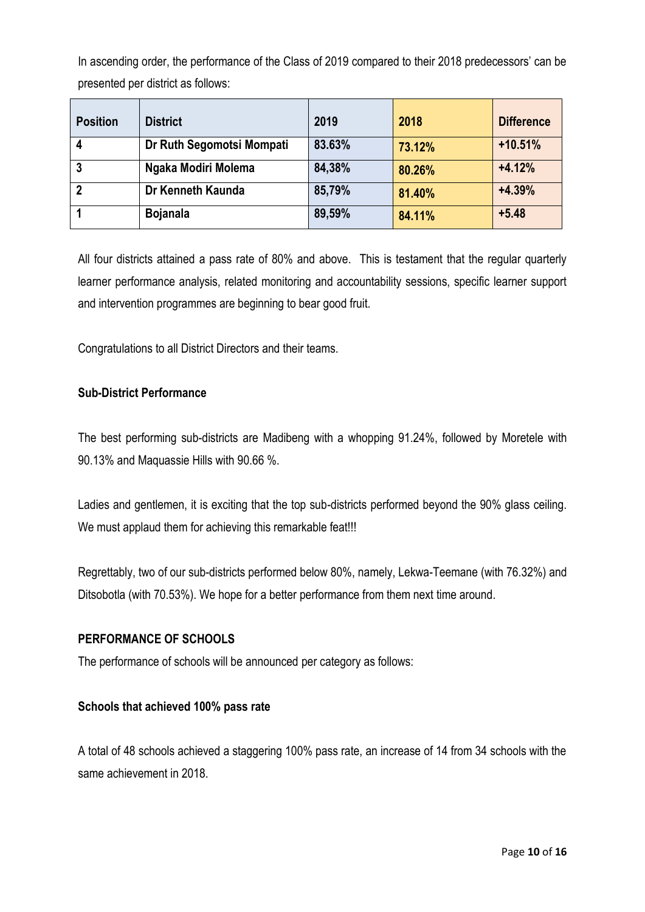In ascending order, the performance of the Class of 2019 compared to their 2018 predecessors' can be presented per district as follows:

| Position | District | 2019 | 2018 | Difference |
|---|---|---|---|---|
| 4 | Dr Ruth Segomotsi Mompati | 83.63% | 73.12% | +10.51% |
| 3 | Ngaka Modiri Molema | 84,38% | 80.26% | +4.12% |
| 2 | Dr Kenneth Kaunda | 85,79% | 81.40% | +4.39% |
| 1 | Bojanala | 89,59% | 84.11% | +5.48 |

All four districts attained a pass rate of 80% and above. This is testament that the regular quarterly learner performance analysis, related monitoring and accountability sessions, specific learner support and intervention programmes are beginning to bear good fruit.

Congratulations to all District Directors and their teams.

**Sub-District Performance**

The best performing sub-districts are Madibeng with a whopping 91.24%, followed by Moretele with 90.13% and Maquassie Hills with 90.66 %.

Ladies and gentlemen, it is exciting that the top sub-districts performed beyond the 90% glass ceiling. We must applaud them for achieving this remarkable feat!!!

Regrettably, two of our sub-districts performed below 80%, namely, Lekwa-Teemane (with 76.32%) and Ditsobotla (with 70.53%). We hope for a better performance from them next time around.

**PERFORMANCE OF SCHOOLS**

The performance of schools will be announced per category as follows:

**Schools that achieved 100% pass rate**

A total of 48 schools achieved a staggering 100% pass rate, an increase of 14 from 34 schools with the same achievement in 2018.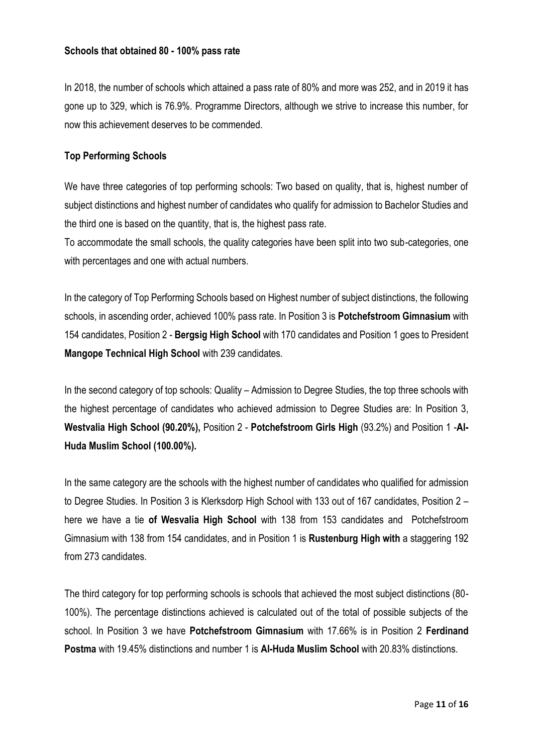**Schools that obtained 80 - 100% pass rate**

In 2018, the number of schools which attained a pass rate of 80% and more was 252, and in 2019 it has gone up to 329, which is 76.9%. Programme Directors, although we strive to increase this number, for now this achievement deserves to be commended.

**Top Performing Schools**

We have three categories of top performing schools: Two based on quality, that is, highest number of subject distinctions and highest number of candidates who qualify for admission to Bachelor Studies and the third one is based on the quantity, that is, the highest pass rate.
To accommodate the small schools, the quality categories have been split into two sub-categories, one with percentages and one with actual numbers.

In the category of Top Performing Schools based on Highest number of subject distinctions, the following schools, in ascending order, achieved 100% pass rate. In Position 3 is **Potchefstroom Gimnasium** with 154 candidates, Position 2 - **Bergsig High School** with 170 candidates and Position 1 goes to President **Mangope Technical High School** with 239 candidates.

In the second category of top schools: Quality – Admission to Degree Studies, the top three schools with the highest percentage of candidates who achieved admission to Degree Studies are: In Position 3, **Westvalia High School (90.20%),** Position 2 - **Potchefstroom Girls High** (93.2%) and Position 1 -**Al-Huda Muslim School (100.00%).**

In the same category are the schools with the highest number of candidates who qualified for admission to Degree Studies. In Position 3 is Klerksdorp High School with 133 out of 167 candidates, Position 2 – here we have a tie **of Wesvalia High School** with 138 from 153 candidates and Potchefstroom Gimnasium with 138 from 154 candidates, and in Position 1 is **Rustenburg High with** a staggering 192 from 273 candidates.

The third category for top performing schools is schools that achieved the most subject distinctions (80-100%). The percentage distinctions achieved is calculated out of the total of possible subjects of the school. In Position 3 we have **Potchefstroom Gimnasium** with 17.66% is in Position 2 **Ferdinand Postma** with 19.45% distinctions and number 1 is **Al-Huda Muslim School** with 20.83% distinctions.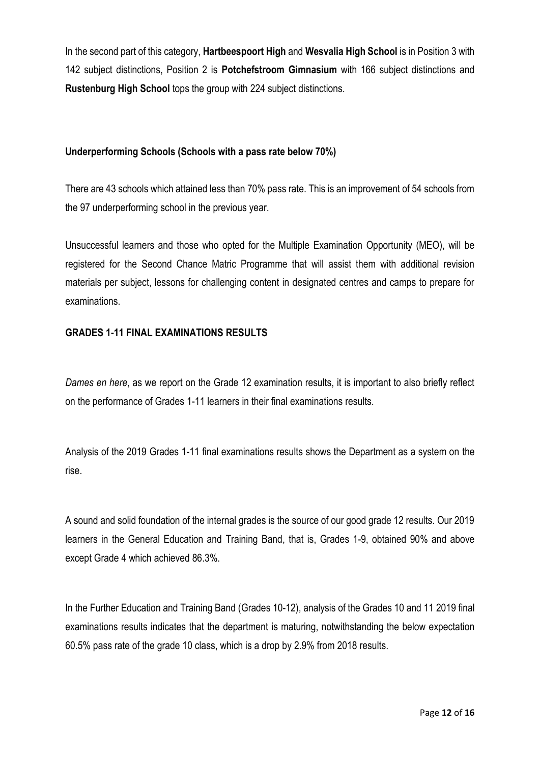In the second part of this category, **Hartbeespoort High** and **Wesvalia High School** is in Position 3 with 142 subject distinctions, Position 2 is **Potchefstroom Gimnasium** with 166 subject distinctions and **Rustenburg High School** tops the group with 224 subject distinctions.

**Underperforming Schools (Schools with a pass rate below 70%)**

There are 43 schools which attained less than 70% pass rate. This is an improvement of 54 schools from the 97 underperforming school in the previous year.

Unsuccessful learners and those who opted for the Multiple Examination Opportunity (MEO), will be registered for the Second Chance Matric Programme that will assist them with additional revision materials per subject, lessons for challenging content in designated centres and camps to prepare for examinations.

**GRADES 1-11 FINAL EXAMINATIONS RESULTS**

*Dames en here*, as we report on the Grade 12 examination results, it is important to also briefly reflect on the performance of Grades 1-11 learners in their final examinations results.

Analysis of the 2019 Grades 1-11 final examinations results shows the Department as a system on the rise.

A sound and solid foundation of the internal grades is the source of our good grade 12 results. Our 2019 learners in the General Education and Training Band, that is, Grades 1-9, obtained 90% and above except Grade 4 which achieved 86.3%.

In the Further Education and Training Band (Grades 10-12), analysis of the Grades 10 and 11 2019 final examinations results indicates that the department is maturing, notwithstanding the below expectation 60.5% pass rate of the grade 10 class, which is a drop by 2.9% from 2018 results.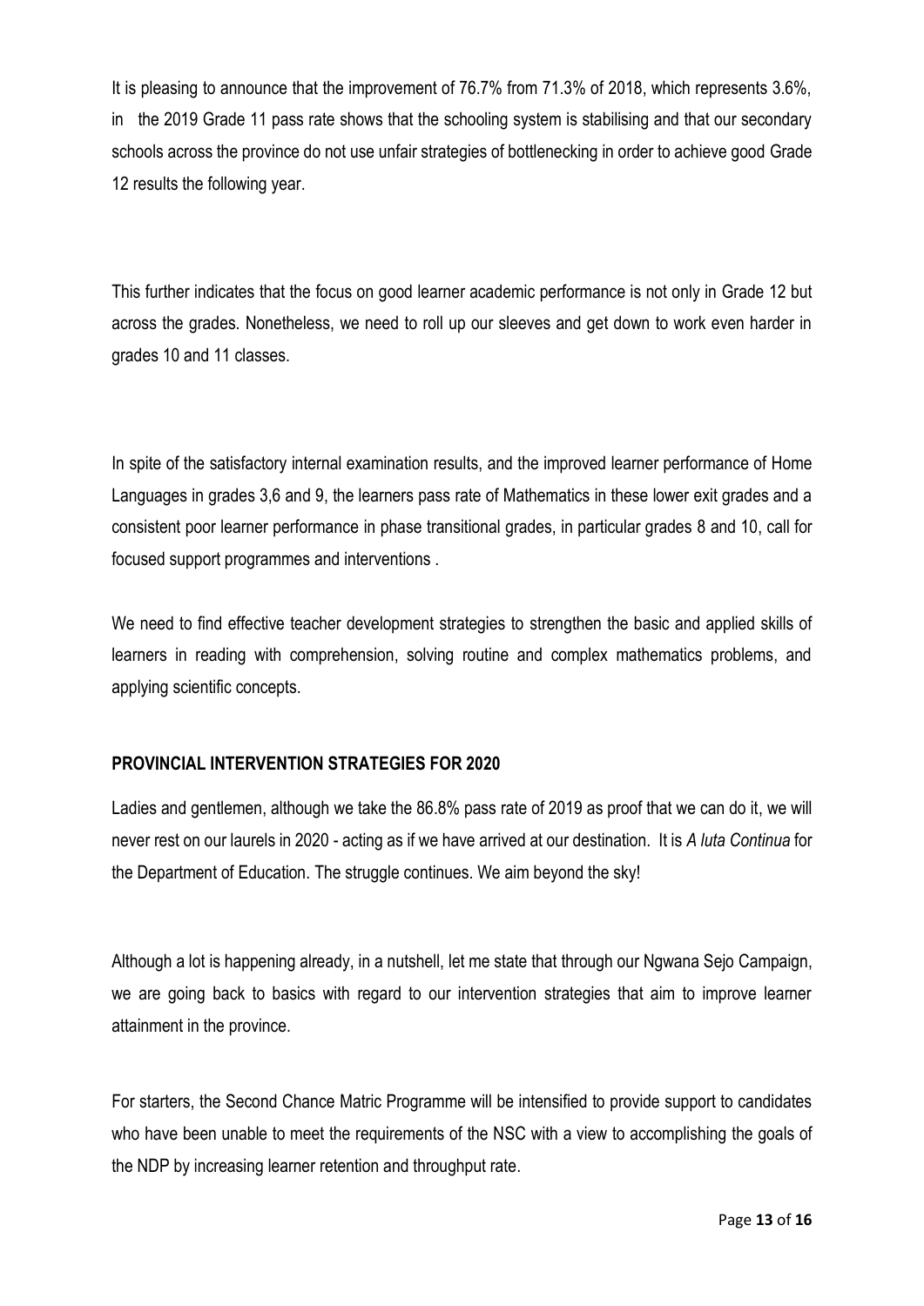It is pleasing to announce that the improvement of 76.7% from 71.3% of 2018, which represents 3.6%, in the 2019 Grade 11 pass rate shows that the schooling system is stabilising and that our secondary schools across the province do not use unfair strategies of bottlenecking in order to achieve good Grade 12 results the following year.

This further indicates that the focus on good learner academic performance is not only in Grade 12 but across the grades. Nonetheless, we need to roll up our sleeves and get down to work even harder in grades 10 and 11 classes.

In spite of the satisfactory internal examination results, and the improved learner performance of Home Languages in grades 3,6 and 9, the learners pass rate of Mathematics in these lower exit grades and a consistent poor learner performance in phase transitional grades, in particular grades 8 and 10, call for focused support programmes and interventions .

We need to find effective teacher development strategies to strengthen the basic and applied skills of learners in reading with comprehension, solving routine and complex mathematics problems, and applying scientific concepts.

**PROVINCIAL INTERVENTION STRATEGIES FOR 2020**

Ladies and gentlemen, although we take the 86.8% pass rate of 2019 as proof that we can do it, we will never rest on our laurels in 2020 - acting as if we have arrived at our destination. It is *A luta Continua* for the Department of Education. The struggle continues. We aim beyond the sky!

Although a lot is happening already, in a nutshell, let me state that through our Ngwana Sejo Campaign, we are going back to basics with regard to our intervention strategies that aim to improve learner attainment in the province.

For starters, the Second Chance Matric Programme will be intensified to provide support to candidates who have been unable to meet the requirements of the NSC with a view to accomplishing the goals of the NDP by increasing learner retention and throughput rate.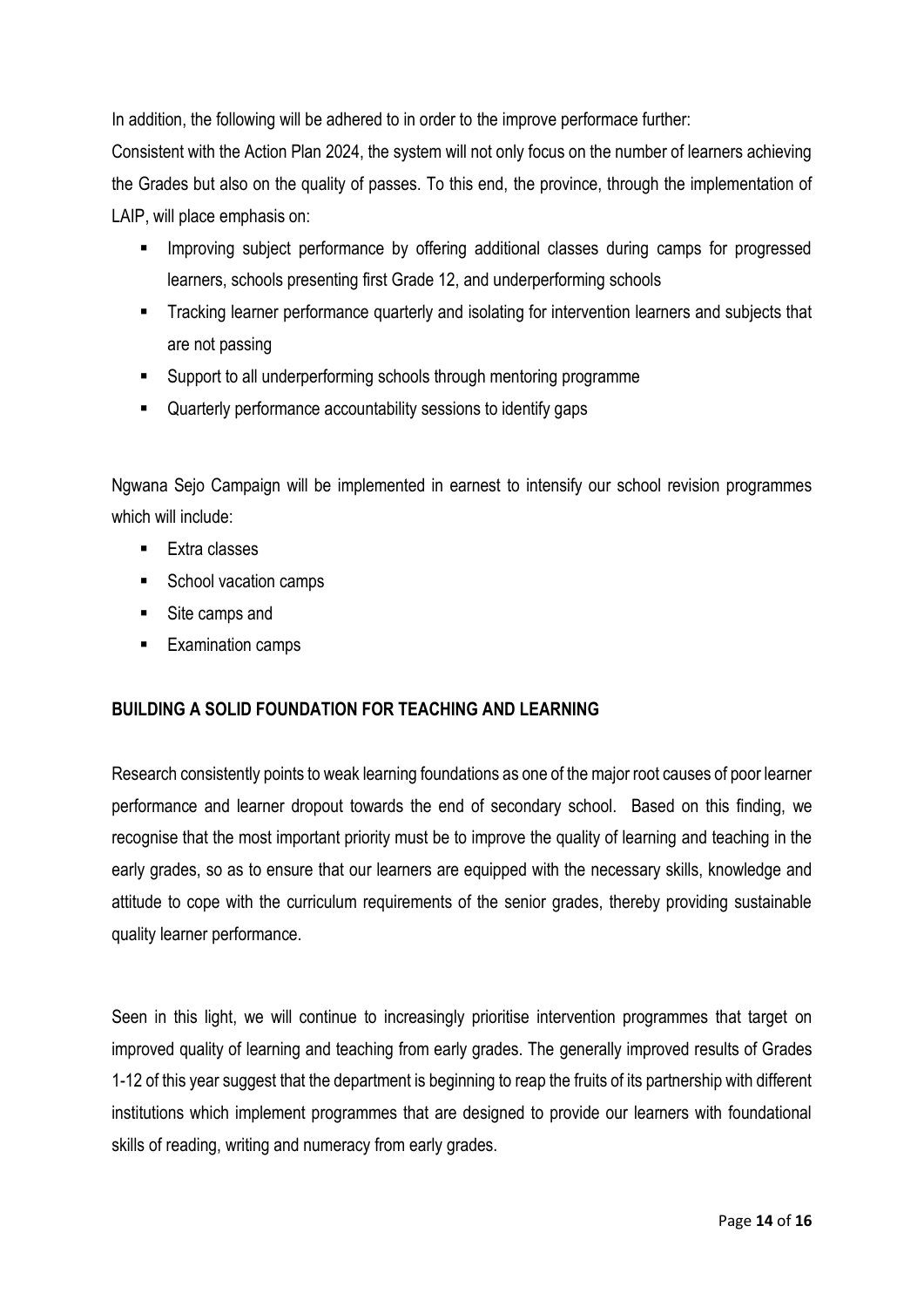In addition, the following will be adhered to in order to the improve performace further:

Consistent with the Action Plan 2024, the system will not only focus on the number of learners achieving the Grades but also on the quality of passes. To this end, the province, through the implementation of LAIP, will place emphasis on:

- Improving subject performance by offering additional classes during camps for progressed learners, schools presenting first Grade 12, and underperforming schools
- Tracking learner performance quarterly and isolating for intervention learners and subjects that are not passing
- Support to all underperforming schools through mentoring programme
- Quarterly performance accountability sessions to identify gaps

Ngwana Sejo Campaign will be implemented in earnest to intensify our school revision programmes which will include:

- Extra classes
- School vacation camps
- Site camps and
- Examination camps

**BUILDING A SOLID FOUNDATION FOR TEACHING AND LEARNING**

Research consistently points to weak learning foundations as one of the major root causes of poor learner performance and learner dropout towards the end of secondary school. Based on this finding, we recognise that the most important priority must be to improve the quality of learning and teaching in the early grades, so as to ensure that our learners are equipped with the necessary skills, knowledge and attitude to cope with the curriculum requirements of the senior grades, thereby providing sustainable quality learner performance.

Seen in this light, we will continue to increasingly prioritise intervention programmes that target on improved quality of learning and teaching from early grades. The generally improved results of Grades 1-12 of this year suggest that the department is beginning to reap the fruits of its partnership with different institutions which implement programmes that are designed to provide our learners with foundational skills of reading, writing and numeracy from early grades.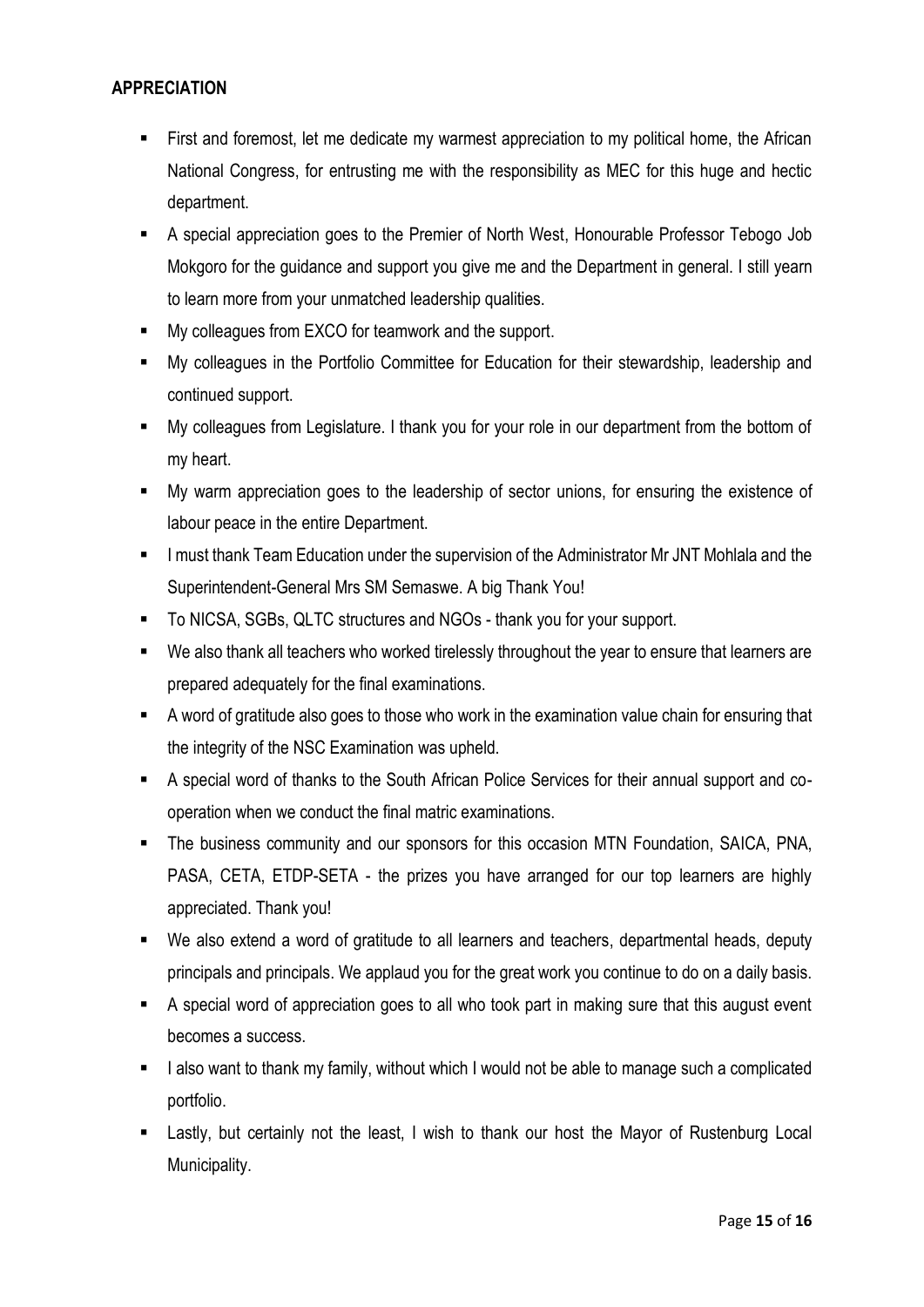## APPRECIATION

- First and foremost, let me dedicate my warmest appreciation to my political home, the African National Congress, for entrusting me with the responsibility as MEC for this huge and hectic department.
- A special appreciation goes to the Premier of North West, Honourable Professor Tebogo Job Mokgoro for the guidance and support you give me and the Department in general. I still yearn to learn more from your unmatched leadership qualities.
- My colleagues from EXCO for teamwork and the support.
- My colleagues in the Portfolio Committee for Education for their stewardship, leadership and continued support.
- My colleagues from Legislature. I thank you for your role in our department from the bottom of my heart.
- My warm appreciation goes to the leadership of sector unions, for ensuring the existence of labour peace in the entire Department.
- I must thank Team Education under the supervision of the Administrator Mr JNT Mohlala and the Superintendent-General Mrs SM Semaswe. A big Thank You!
- To NICSA, SGBs, QLTC structures and NGOs - thank you for your support.
- We also thank all teachers who worked tirelessly throughout the year to ensure that learners are prepared adequately for the final examinations.
- A word of gratitude also goes to those who work in the examination value chain for ensuring that the integrity of the NSC Examination was upheld.
- A special word of thanks to the South African Police Services for their annual support and co-operation when we conduct the final matric examinations.
- The business community and our sponsors for this occasion MTN Foundation, SAICA, PNA, PASA, CETA, ETDP-SETA - the prizes you have arranged for our top learners are highly appreciated. Thank you!
- We also extend a word of gratitude to all learners and teachers, departmental heads, deputy principals and principals. We applaud you for the great work you continue to do on a daily basis.
- A special word of appreciation goes to all who took part in making sure that this august event becomes a success.
- I also want to thank my family, without which I would not be able to manage such a complicated portfolio.
- Lastly, but certainly not the least, I wish to thank our host the Mayor of Rustenburg Local Municipality.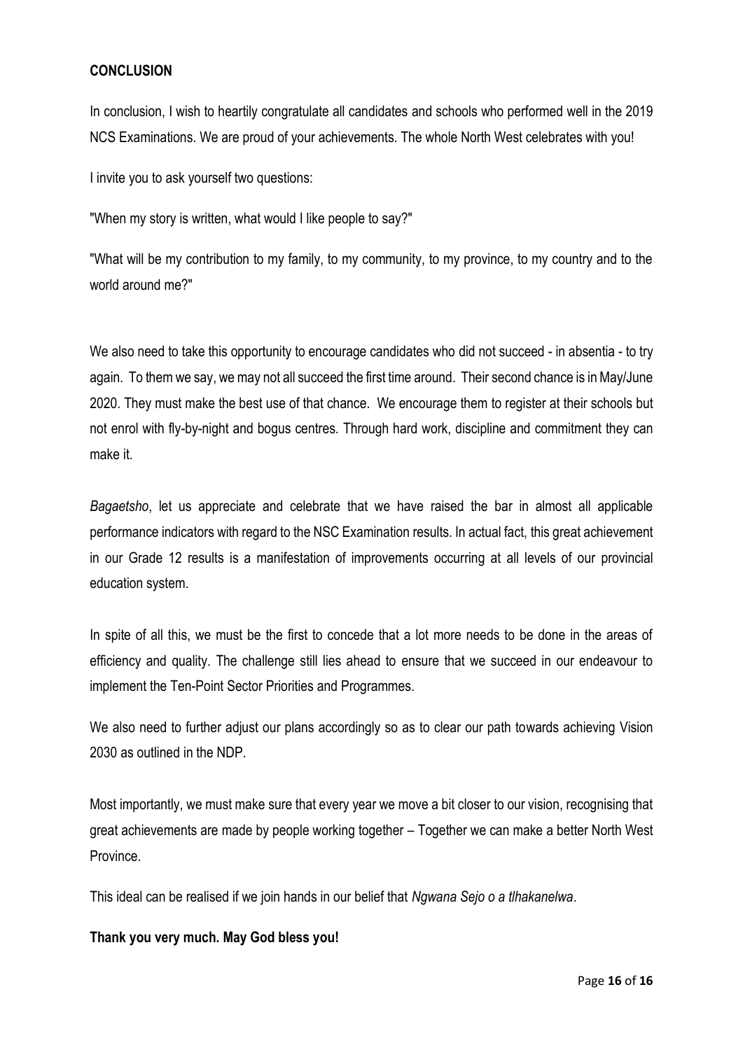**CONCLUSION**

In conclusion, I wish to heartily congratulate all candidates and schools who performed well in the 2019 NCS Examinations. We are proud of your achievements. The whole North West celebrates with you!

I invite you to ask yourself two questions:

"When my story is written, what would I like people to say?"

"What will be my contribution to my family, to my community, to my province, to my country and to the world around me?"

We also need to take this opportunity to encourage candidates who did not succeed - in absentia - to try again. To them we say, we may not all succeed the first time around. Their second chance is in May/June 2020. They must make the best use of that chance. We encourage them to register at their schools but not enrol with fly-by-night and bogus centres. Through hard work, discipline and commitment they can make it.

*Bagaetsho*, let us appreciate and celebrate that we have raised the bar in almost all applicable performance indicators with regard to the NSC Examination results. In actual fact, this great achievement in our Grade 12 results is a manifestation of improvements occurring at all levels of our provincial education system.

In spite of all this, we must be the first to concede that a lot more needs to be done in the areas of efficiency and quality. The challenge still lies ahead to ensure that we succeed in our endeavour to implement the Ten-Point Sector Priorities and Programmes.

We also need to further adjust our plans accordingly so as to clear our path towards achieving Vision 2030 as outlined in the NDP.

Most importantly, we must make sure that every year we move a bit closer to our vision, recognising that great achievements are made by people working together – Together we can make a better North West Province.

This ideal can be realised if we join hands in our belief that *Ngwana Sejo o a tlhakanelwa*.

**Thank you very much. May God bless you!**